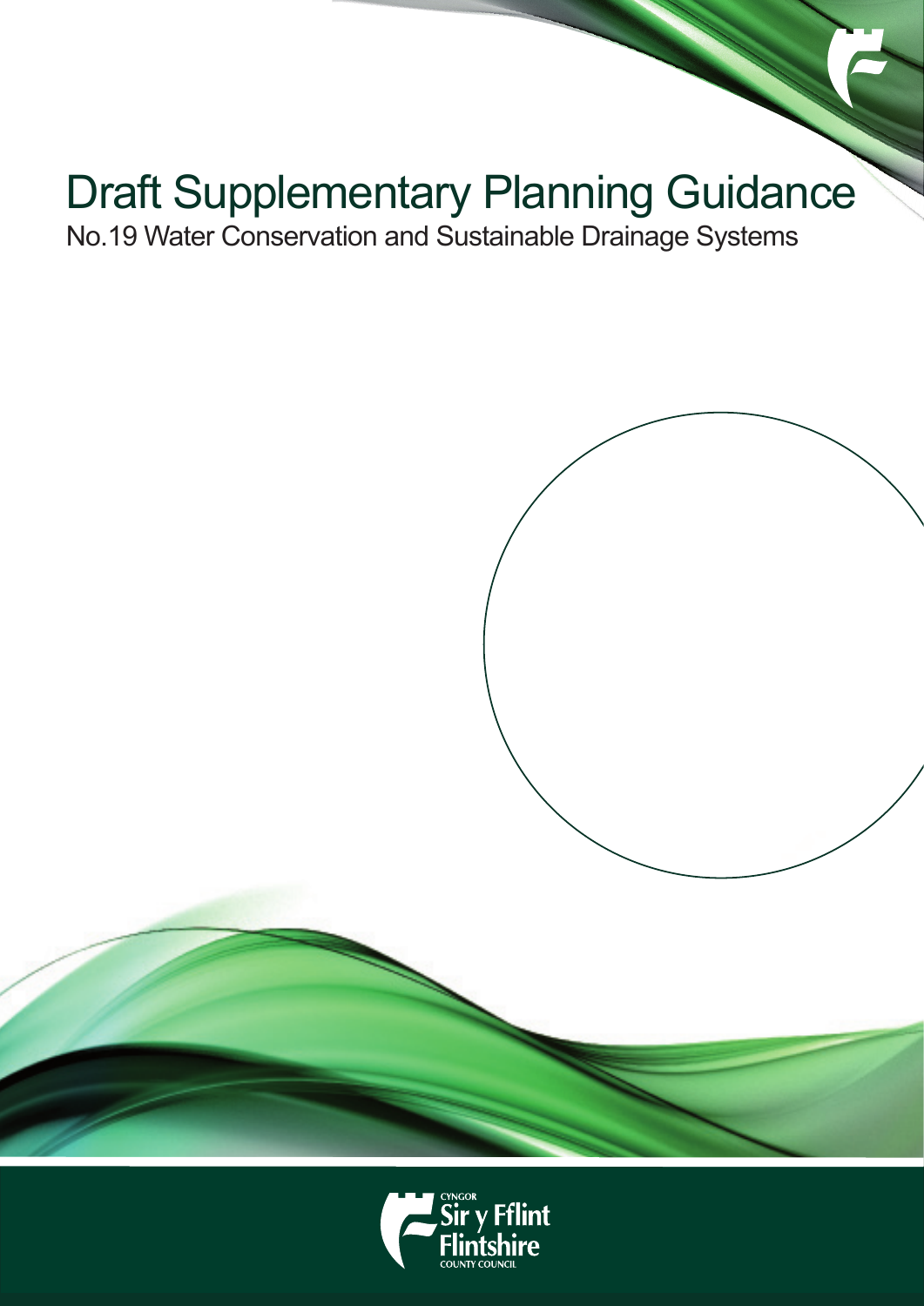# Draft Supplementary Planning Guidance

## No.19 Water Conservation and Sustainable Drainage Systems

CYNGOR Sir y Fflint Flintshire COUNTY COUNCIL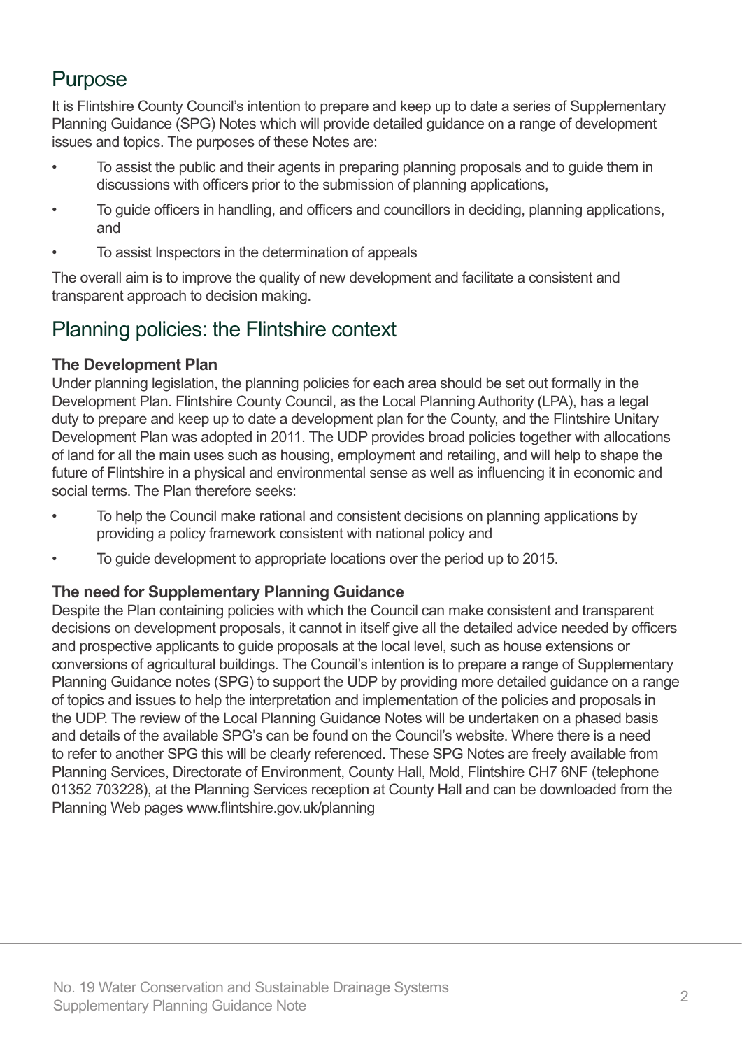## Purpose

It is Flintshire County Council's intention to prepare and keep up to date a series of Supplementary Planning Guidance (SPG) Notes which will provide detailed guidance on a range of development issues and topics. The purposes of these Notes are:

- To assist the public and their agents in preparing planning proposals and to guide them in discussions with officers prior to the submission of planning applications,
- To guide officers in handling, and officers and councillors in deciding, planning applications, and
- To assist Inspectors in the determination of appeals

The overall aim is to improve the quality of new development and facilitate a consistent and transparent approach to decision making.

## Planning policies: the Flintshire context

### The Development Plan

Under planning legislation, the planning policies for each area should be set out formally in the Development Plan. Flintshire County Council, as the Local Planning Authority (LPA), has a legal duty to prepare and keep up to date a development plan for the County, and the Flintshire Unitary Development Plan was adopted in 2011. The UDP provides broad policies together with allocations of land for all the main uses such as housing, employment and retailing, and will help to shape the future of Flintshire in a physical and environmental sense as well as influencing it in economic and social terms. The Plan therefore seeks:

- To help the Council make rational and consistent decisions on planning applications by providing a policy framework consistent with national policy and
- To guide development to appropriate locations over the period up to 2015.

### The need for Supplementary Planning Guidance

Despite the Plan containing policies with which the Council can make consistent and transparent decisions on development proposals, it cannot in itself give all the detailed advice needed by officers and prospective applicants to guide proposals at the local level, such as house extensions or conversions of agricultural buildings. The Council's intention is to prepare a range of Supplementary Planning Guidance notes (SPG) to support the UDP by providing more detailed guidance on a range of topics and issues to help the interpretation and implementation of the policies and proposals in the UDP. The review of the Local Planning Guidance Notes will be undertaken on a phased basis and details of the available SPG's can be found on the Council's website. Where there is a need to refer to another SPG this will be clearly referenced. These SPG Notes are freely available from Planning Services, Directorate of Environment, County Hall, Mold, Flintshire CH7 6NF (telephone 01352 703228), at the Planning Services reception at County Hall and can be downloaded from the Planning Web pages www.flintshire.gov.uk/planning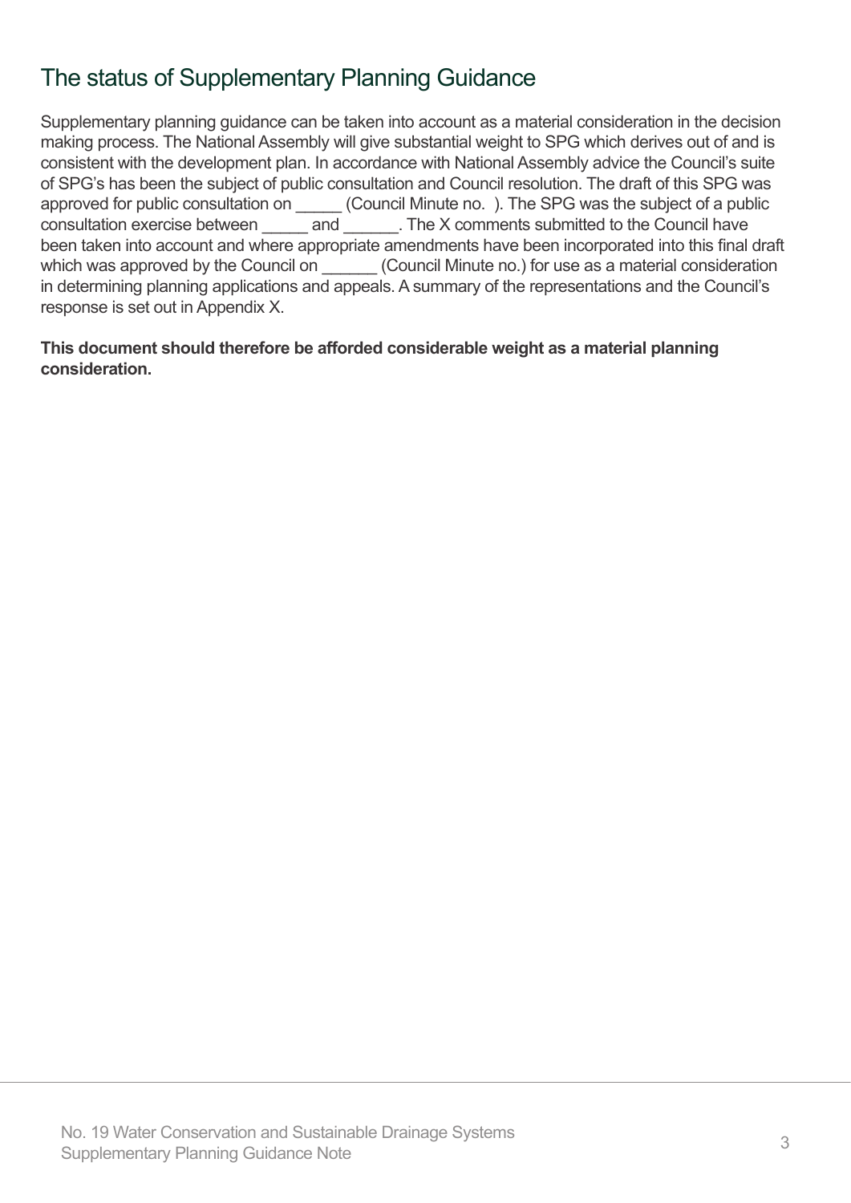## The status of Supplementary Planning Guidance

Supplementary planning guidance can be taken into account as a material consideration in the decision making process. The National Assembly will give substantial weight to SPG which derives out of and is consistent with the development plan. In accordance with National Assembly advice the Council's suite of SPG's has been the subject of public consultation and Council resolution. The draft of this SPG was approved for public consultation on _____ (Council Minute no. ). The SPG was the subject of a public consultation exercise between _____ and ______. The X comments submitted to the Council have been taken into account and where appropriate amendments have been incorporated into this final draft which was approved by the Council on ______ (Council Minute no.) for use as a material consideration in determining planning applications and appeals. A summary of the representations and the Council's response is set out in Appendix X.

**This document should therefore be afforded considerable weight as a material planning consideration.**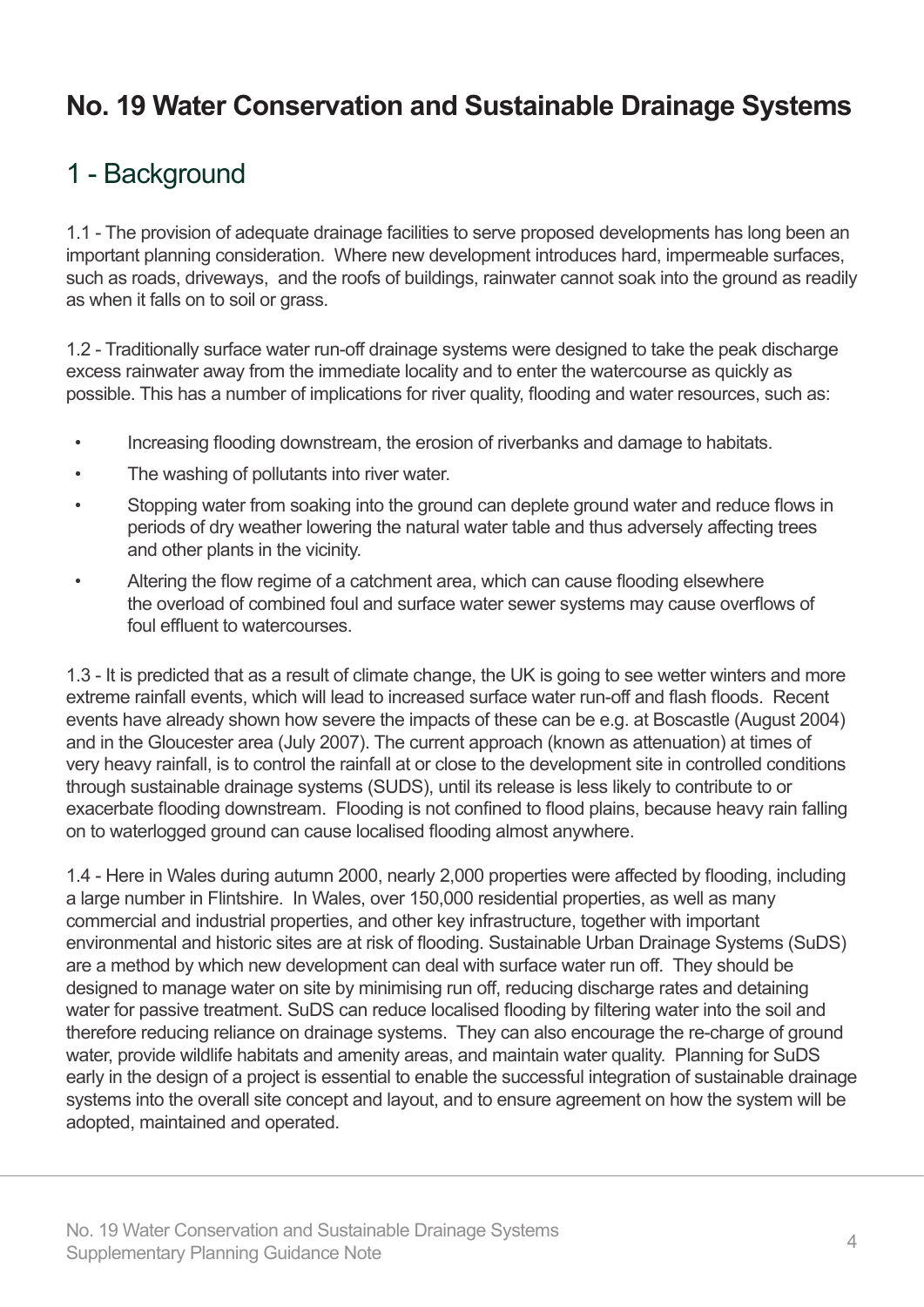# No. 19 Water Conservation and Sustainable Drainage Systems

## 1 - Background

1.1 - The provision of adequate drainage facilities to serve proposed developments has long been an important planning consideration. Where new development introduces hard, impermeable surfaces, such as roads, driveways, and the roofs of buildings, rainwater cannot soak into the ground as readily as when it falls on to soil or grass.

1.2 - Traditionally surface water run-off drainage systems were designed to take the peak discharge excess rainwater away from the immediate locality and to enter the watercourse as quickly as possible. This has a number of implications for river quality, flooding and water resources, such as:

- Increasing flooding downstream, the erosion of riverbanks and damage to habitats.
- The washing of pollutants into river water.
- Stopping water from soaking into the ground can deplete ground water and reduce flows in periods of dry weather lowering the natural water table and thus adversely affecting trees and other plants in the vicinity.
- Altering the flow regime of a catchment area, which can cause flooding elsewhere the overload of combined foul and surface water sewer systems may cause overflows of foul effluent to watercourses.

1.3 - It is predicted that as a result of climate change, the UK is going to see wetter winters and more extreme rainfall events, which will lead to increased surface water run-off and flash floods. Recent events have already shown how severe the impacts of these can be e.g. at Boscastle (August 2004) and in the Gloucester area (July 2007). The current approach (known as attenuation) at times of very heavy rainfall, is to control the rainfall at or close to the development site in controlled conditions through sustainable drainage systems (SUDS), until its release is less likely to contribute to or exacerbate flooding downstream. Flooding is not confined to flood plains, because heavy rain falling on to waterlogged ground can cause localised flooding almost anywhere.

1.4 - Here in Wales during autumn 2000, nearly 2,000 properties were affected by flooding, including a large number in Flintshire. In Wales, over 150,000 residential properties, as well as many commercial and industrial properties, and other key infrastructure, together with important environmental and historic sites are at risk of flooding. Sustainable Urban Drainage Systems (SuDS) are a method by which new development can deal with surface water run off. They should be designed to manage water on site by minimising run off, reducing discharge rates and detaining water for passive treatment. SuDS can reduce localised flooding by filtering water into the soil and therefore reducing reliance on drainage systems. They can also encourage the re-charge of ground water, provide wildlife habitats and amenity areas, and maintain water quality. Planning for SuDS early in the design of a project is essential to enable the successful integration of sustainable drainage systems into the overall site concept and layout, and to ensure agreement on how the system will be adopted, maintained and operated.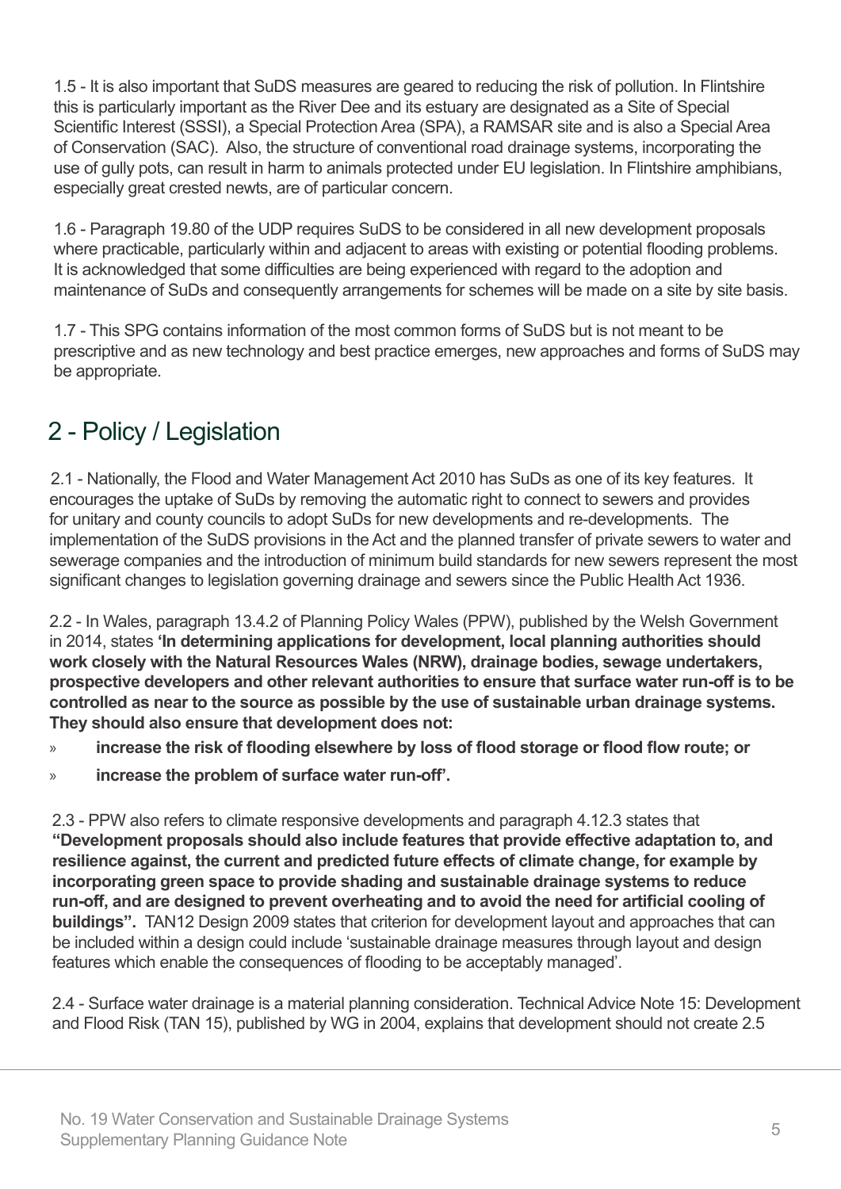1.5 - It is also important that SuDS measures are geared to reducing the risk of pollution. In Flintshire this is particularly important as the River Dee and its estuary are designated as a Site of Special Scientific Interest (SSSI), a Special Protection Area (SPA), a RAMSAR site and is also a Special Area of Conservation (SAC). Also, the structure of conventional road drainage systems, incorporating the use of gully pots, can result in harm to animals protected under EU legislation. In Flintshire amphibians, especially great crested newts, are of particular concern.

1.6 - Paragraph 19.80 of the UDP requires SuDS to be considered in all new development proposals where practicable, particularly within and adjacent to areas with existing or potential flooding problems. It is acknowledged that some difficulties are being experienced with regard to the adoption and maintenance of SuDs and consequently arrangements for schemes will be made on a site by site basis.

1.7 - This SPG contains information of the most common forms of SuDS but is not meant to be prescriptive and as new technology and best practice emerges, new approaches and forms of SuDS may be appropriate.

## 2 - Policy / Legislation

2.1 - Nationally, the Flood and Water Management Act 2010 has SuDs as one of its key features. It encourages the uptake of SuDs by removing the automatic right to connect to sewers and provides for unitary and county councils to adopt SuDs for new developments and re-developments. The implementation of the SuDS provisions in the Act and the planned transfer of private sewers to water and sewerage companies and the introduction of minimum build standards for new sewers represent the most significant changes to legislation governing drainage and sewers since the Public Health Act 1936.

2.2 - In Wales, paragraph 13.4.2 of Planning Policy Wales (PPW), published by the Welsh Government in 2014, states **'In determining applications for development, local planning authorities should work closely with the Natural Resources Wales (NRW), drainage bodies, sewage undertakers, prospective developers and other relevant authorities to ensure that surface water run-off is to be controlled as near to the source as possible by the use of sustainable urban drainage systems. They should also ensure that development does not:**

- **increase the risk of flooding elsewhere by loss of flood storage or flood flow route; or**
- **increase the problem of surface water run-off'.**

2.3 - PPW also refers to climate responsive developments and paragraph 4.12.3 states that **"Development proposals should also include features that provide effective adaptation to, and resilience against, the current and predicted future effects of climate change, for example by incorporating green space to provide shading and sustainable drainage systems to reduce run-off, and are designed to prevent overheating and to avoid the need for artificial cooling of buildings".** TAN12 Design 2009 states that criterion for development layout and approaches that can be included within a design could include 'sustainable drainage measures through layout and design features which enable the consequences of flooding to be acceptably managed'.

2.4 - Surface water drainage is a material planning consideration. Technical Advice Note 15: Development and Flood Risk (TAN 15), published by WG in 2004, explains that development should not create 2.5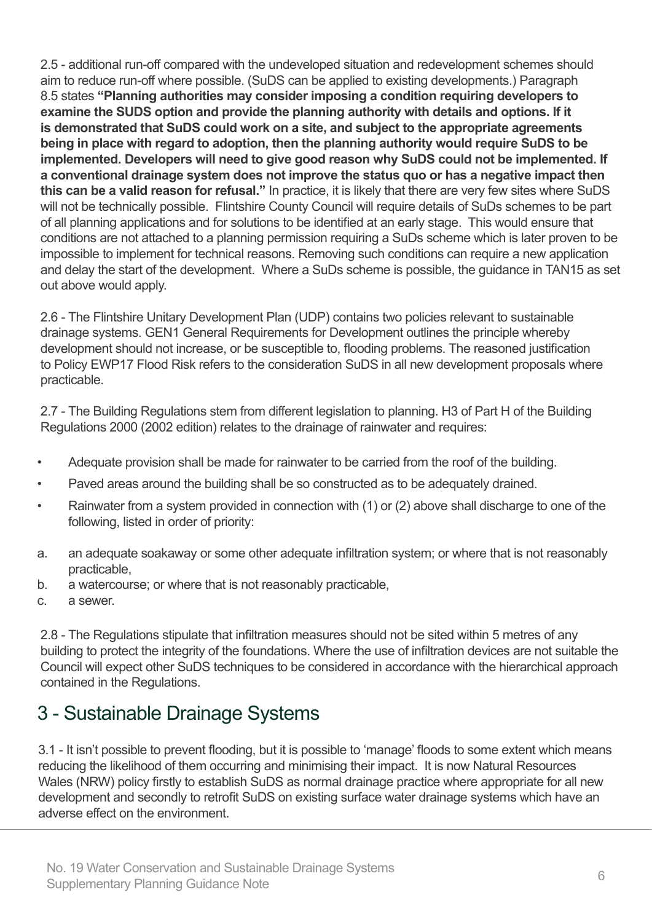2.5 - additional run-off compared with the undeveloped situation and redevelopment schemes should aim to reduce run-off where possible. (SuDS can be applied to existing developments.) Paragraph 8.5 states **"Planning authorities may consider imposing a condition requiring developers to examine the SUDS option and provide the planning authority with details and options. If it is demonstrated that SuDS could work on a site, and subject to the appropriate agreements being in place with regard to adoption, then the planning authority would require SuDS to be implemented. Developers will need to give good reason why SuDS could not be implemented. If a conventional drainage system does not improve the status quo or has a negative impact then this can be a valid reason for refusal."** In practice, it is likely that there are very few sites where SuDS will not be technically possible. Flintshire County Council will require details of SuDs schemes to be part of all planning applications and for solutions to be identified at an early stage. This would ensure that conditions are not attached to a planning permission requiring a SuDs scheme which is later proven to be impossible to implement for technical reasons. Removing such conditions can require a new application and delay the start of the development. Where a SuDs scheme is possible, the guidance in TAN15 as set out above would apply.

2.6 - The Flintshire Unitary Development Plan (UDP) contains two policies relevant to sustainable drainage systems. GEN1 General Requirements for Development outlines the principle whereby development should not increase, or be susceptible to, flooding problems. The reasoned justification to Policy EWP17 Flood Risk refers to the consideration SuDS in all new development proposals where practicable.

2.7 - The Building Regulations stem from different legislation to planning. H3 of Part H of the Building Regulations 2000 (2002 edition) relates to the drainage of rainwater and requires:

- Adequate provision shall be made for rainwater to be carried from the roof of the building.
- Paved areas around the building shall be so constructed as to be adequately drained.
- Rainwater from a system provided in connection with (1) or (2) above shall discharge to one of the following, listed in order of priority:

a. an adequate soakaway or some other adequate infiltration system; or where that is not reasonably practicable,
b. a watercourse; or where that is not reasonably practicable,
c. a sewer.

2.8 - The Regulations stipulate that infiltration measures should not be sited within 5 metres of any building to protect the integrity of the foundations. Where the use of infiltration devices are not suitable the Council will expect other SuDS techniques to be considered in accordance with the hierarchical approach contained in the Regulations.

# 3 - Sustainable Drainage Systems

3.1 - It isn't possible to prevent flooding, but it is possible to 'manage' floods to some extent which means reducing the likelihood of them occurring and minimising their impact. It is now Natural Resources Wales (NRW) policy firstly to establish SuDS as normal drainage practice where appropriate for all new development and secondly to retrofit SuDS on existing surface water drainage systems which have an adverse effect on the environment.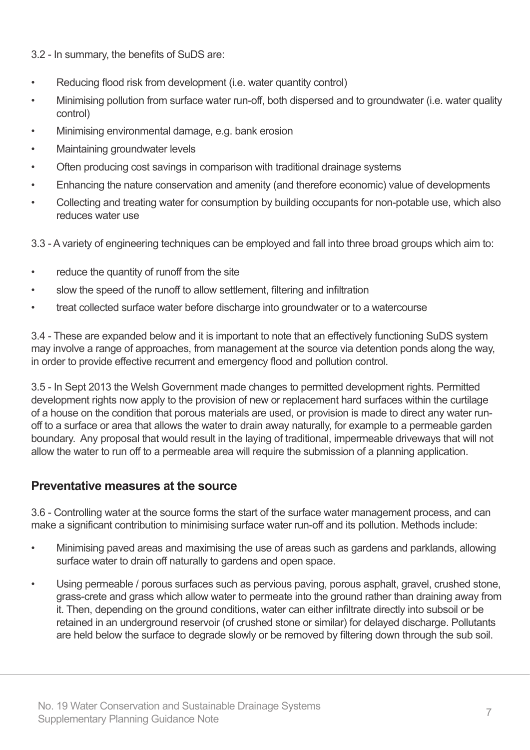3.2 - In summary, the benefits of SuDS are:

- Reducing flood risk from development (i.e. water quantity control)
- Minimising pollution from surface water run-off, both dispersed and to groundwater (i.e. water quality control)
- Minimising environmental damage, e.g. bank erosion
- Maintaining groundwater levels
- Often producing cost savings in comparison with traditional drainage systems
- Enhancing the nature conservation and amenity (and therefore economic) value of developments
- Collecting and treating water for consumption by building occupants for non-potable use, which also reduces water use

3.3 - A variety of engineering techniques can be employed and fall into three broad groups which aim to:

- reduce the quantity of runoff from the site
- slow the speed of the runoff to allow settlement, filtering and infiltration
- treat collected surface water before discharge into groundwater or to a watercourse

3.4 - These are expanded below and it is important to note that an effectively functioning SuDS system may involve a range of approaches, from management at the source via detention ponds along the way, in order to provide effective recurrent and emergency flood and pollution control.

3.5 - In Sept 2013 the Welsh Government made changes to permitted development rights. Permitted development rights now apply to the provision of new or replacement hard surfaces within the curtilage of a house on the condition that porous materials are used, or provision is made to direct any water run-off to a surface or area that allows the water to drain away naturally, for example to a permeable garden boundary. Any proposal that would result in the laying of traditional, impermeable driveways that will not allow the water to run off to a permeable area will require the submission of a planning application.

## Preventative measures at the source

3.6 - Controlling water at the source forms the start of the surface water management process, and can make a significant contribution to minimising surface water run-off and its pollution. Methods include:

- Minimising paved areas and maximising the use of areas such as gardens and parklands, allowing surface water to drain off naturally to gardens and open space.
- Using permeable / porous surfaces such as pervious paving, porous asphalt, gravel, crushed stone, grass-crete and grass which allow water to permeate into the ground rather than draining away from it. Then, depending on the ground conditions, water can either infiltrate directly into subsoil or be retained in an underground reservoir (of crushed stone or similar) for delayed discharge. Pollutants are held below the surface to degrade slowly or be removed by filtering down through the sub soil.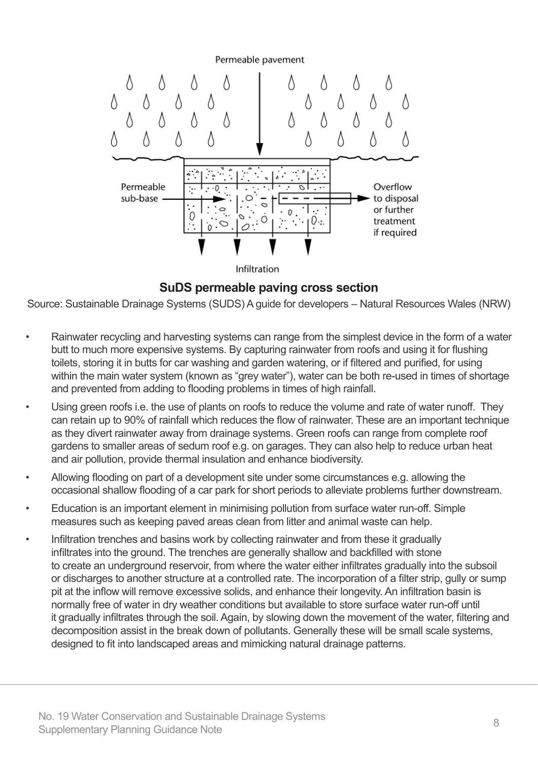**SuDS permeable paving cross section**

Source: Sustainable Drainage Systems (SUDS) A guide for developers – Natural Resources Wales (NRW)

- Rainwater recycling and harvesting systems can range from the simplest device in the form of a water butt to much more expensive systems. By capturing rainwater from roofs and using it for flushing toilets, storing it in butts for car washing and garden watering, or if filtered and purified, for using within the main water system (known as "grey water"), water can be both re-used in times of shortage and prevented from adding to flooding problems in times of high rainfall.
- Using green roofs i.e. the use of plants on roofs to reduce the volume and rate of water runoff. They can retain up to 90% of rainfall which reduces the flow of rainwater. These are an important technique as they divert rainwater away from drainage systems. Green roofs can range from complete roof gardens to smaller areas of sedum roof e.g. on garages. They can also help to reduce urban heat and air pollution, provide thermal insulation and enhance biodiversity.
- Allowing flooding on part of a development site under some circumstances e.g. allowing the occasional shallow flooding of a car park for short periods to alleviate problems further downstream.
- Education is an important element in minimising pollution from surface water run-off. Simple measures such as keeping paved areas clean from litter and animal waste can help.
- Infiltration trenches and basins work by collecting rainwater and from these it gradually infiltrates into the ground. The trenches are generally shallow and backfilled with stone to create an underground reservoir, from where the water either infiltrates gradually into the subsoil or discharges to another structure at a controlled rate. The incorporation of a filter strip, gully or sump pit at the inflow will remove excessive solids, and enhance their longevity. An infiltration basin is normally free of water in dry weather conditions but available to store surface water run-off until it gradually infiltrates through the soil. Again, by slowing down the movement of the water, filtering and decomposition assist in the break down of pollutants. Generally these will be small scale systems, designed to fit into landscaped areas and mimicking natural drainage patterns.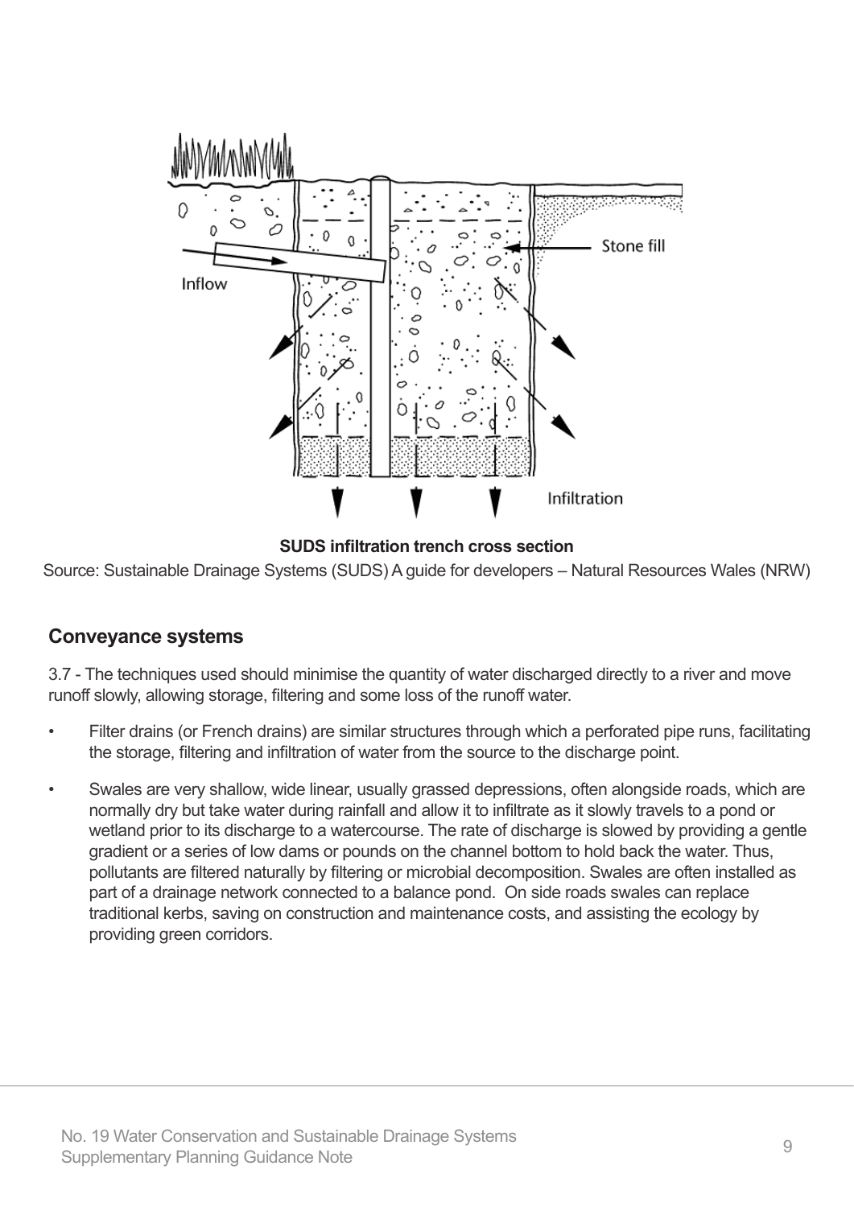**SUDS infiltration trench cross section**

Source: Sustainable Drainage Systems (SUDS) A guide for developers – Natural Resources Wales (NRW)

## Conveyance systems

3.7 - The techniques used should minimise the quantity of water discharged directly to a river and move runoff slowly, allowing storage, filtering and some loss of the runoff water.

- Filter drains (or French drains) are similar structures through which a perforated pipe runs, facilitating the storage, filtering and infiltration of water from the source to the discharge point.
- Swales are very shallow, wide linear, usually grassed depressions, often alongside roads, which are normally dry but take water during rainfall and allow it to infiltrate as it slowly travels to a pond or wetland prior to its discharge to a watercourse. The rate of discharge is slowed by providing a gentle gradient or a series of low dams or pounds on the channel bottom to hold back the water. Thus, pollutants are filtered naturally by filtering or microbial decomposition. Swales are often installed as part of a drainage network connected to a balance pond. On side roads swales can replace traditional kerbs, saving on construction and maintenance costs, and assisting the ecology by providing green corridors.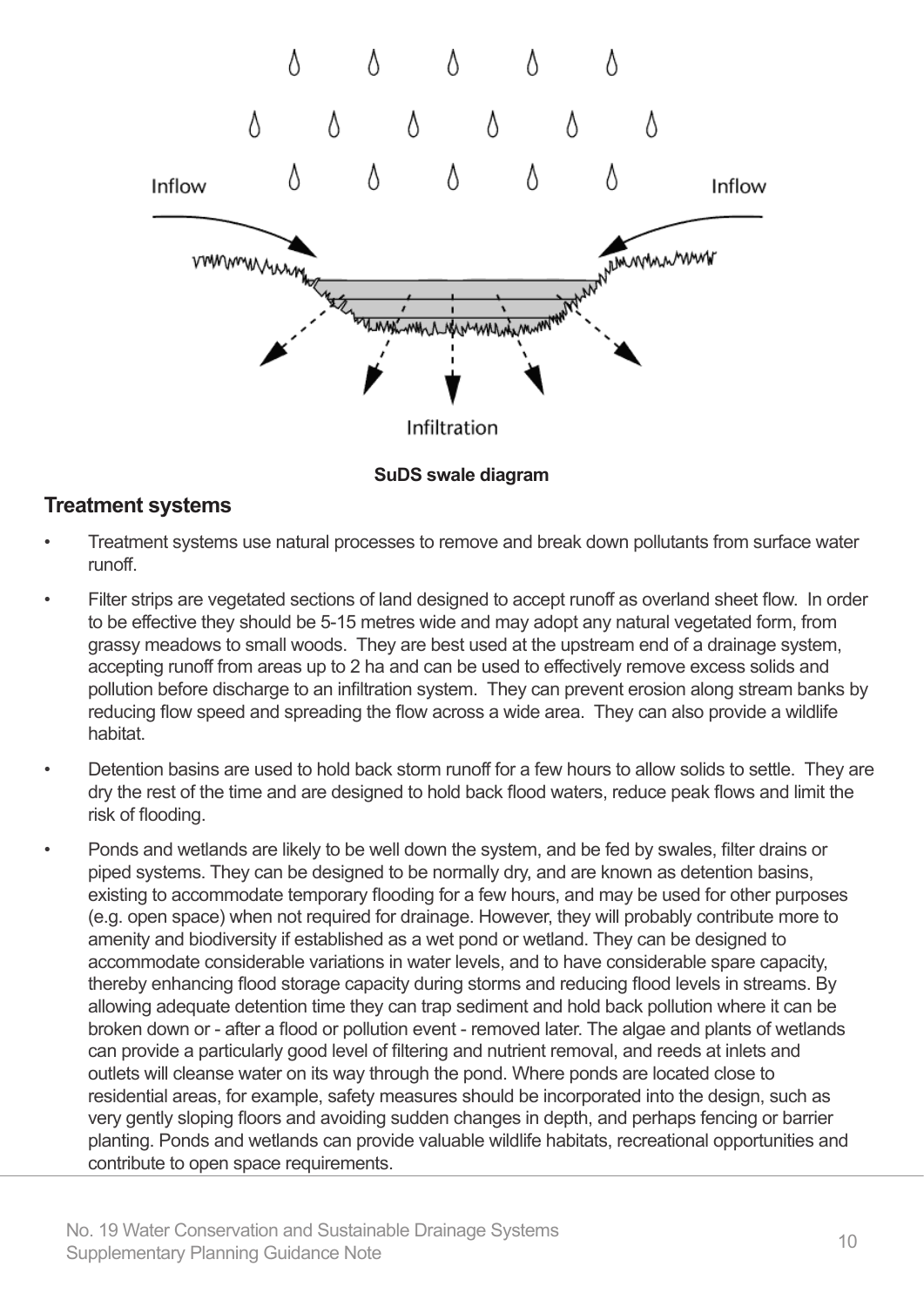Inflow

Inflow

Infiltration

**SuDS swale diagram**

## Treatment systems

- Treatment systems use natural processes to remove and break down pollutants from surface water runoff.
- Filter strips are vegetated sections of land designed to accept runoff as overland sheet flow. In order to be effective they should be 5-15 metres wide and may adopt any natural vegetated form, from grassy meadows to small woods. They are best used at the upstream end of a drainage system, accepting runoff from areas up to 2 ha and can be used to effectively remove excess solids and pollution before discharge to an infiltration system. They can prevent erosion along stream banks by reducing flow speed and spreading the flow across a wide area. They can also provide a wildlife habitat.
- Detention basins are used to hold back storm runoff for a few hours to allow solids to settle. They are dry the rest of the time and are designed to hold back flood waters, reduce peak flows and limit the risk of flooding.
- Ponds and wetlands are likely to be well down the system, and be fed by swales, filter drains or piped systems. They can be designed to be normally dry, and are known as detention basins, existing to accommodate temporary flooding for a few hours, and may be used for other purposes (e.g. open space) when not required for drainage. However, they will probably contribute more to amenity and biodiversity if established as a wet pond or wetland. They can be designed to accommodate considerable variations in water levels, and to have considerable spare capacity, thereby enhancing flood storage capacity during storms and reducing flood levels in streams. By allowing adequate detention time they can trap sediment and hold back pollution where it can be broken down or - after a flood or pollution event - removed later. The algae and plants of wetlands can provide a particularly good level of filtering and nutrient removal, and reeds at inlets and outlets will cleanse water on its way through the pond. Where ponds are located close to residential areas, for example, safety measures should be incorporated into the design, such as very gently sloping floors and avoiding sudden changes in depth, and perhaps fencing or barrier planting. Ponds and wetlands can provide valuable wildlife habitats, recreational opportunities and contribute to open space requirements.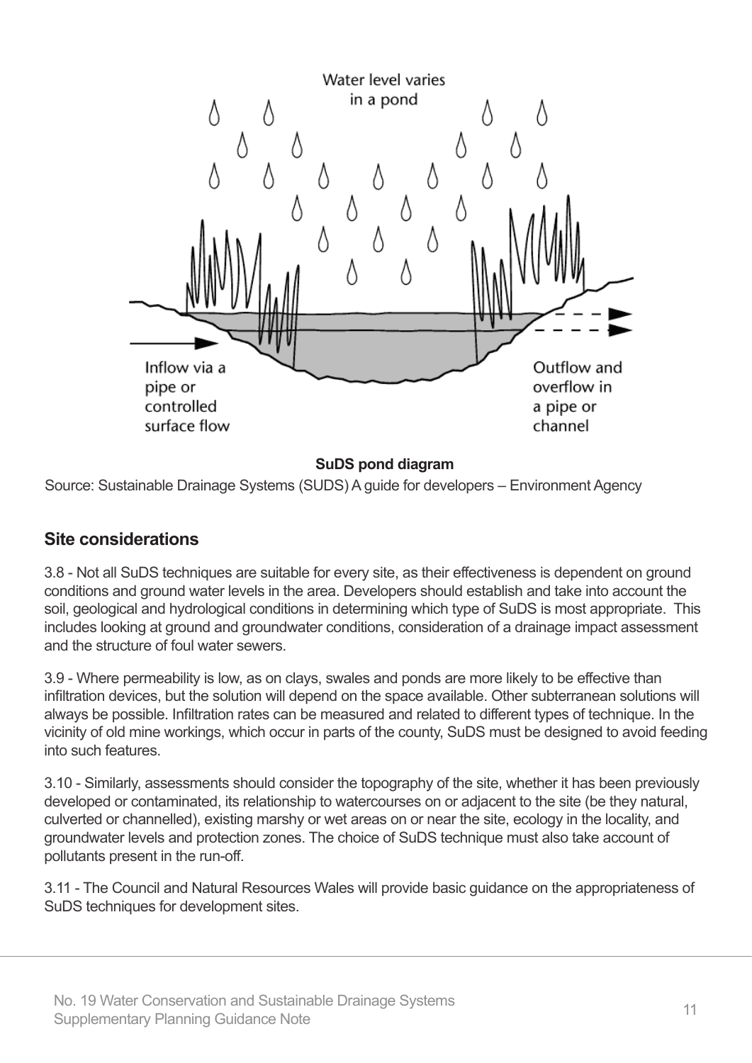Water level varies in a pond

Inflow via a pipe or controlled surface flow

Outflow and overflow in a pipe or channel

**SuDS pond diagram**

Source: Sustainable Drainage Systems (SUDS) A guide for developers – Environment Agency

## Site considerations

3.8 - Not all SuDS techniques are suitable for every site, as their effectiveness is dependent on ground conditions and ground water levels in the area. Developers should establish and take into account the soil, geological and hydrological conditions in determining which type of SuDS is most appropriate. This includes looking at ground and groundwater conditions, consideration of a drainage impact assessment and the structure of foul water sewers.

3.9 - Where permeability is low, as on clays, swales and ponds are more likely to be effective than infiltration devices, but the solution will depend on the space available. Other subterranean solutions will always be possible. Infiltration rates can be measured and related to different types of technique. In the vicinity of old mine workings, which occur in parts of the county, SuDS must be designed to avoid feeding into such features.

3.10 - Similarly, assessments should consider the topography of the site, whether it has been previously developed or contaminated, its relationship to watercourses on or adjacent to the site (be they natural, culverted or channelled), existing marshy or wet areas on or near the site, ecology in the locality, and groundwater levels and protection zones. The choice of SuDS technique must also take account of pollutants present in the run-off.

3.11 - The Council and Natural Resources Wales will provide basic guidance on the appropriateness of SuDS techniques for development sites.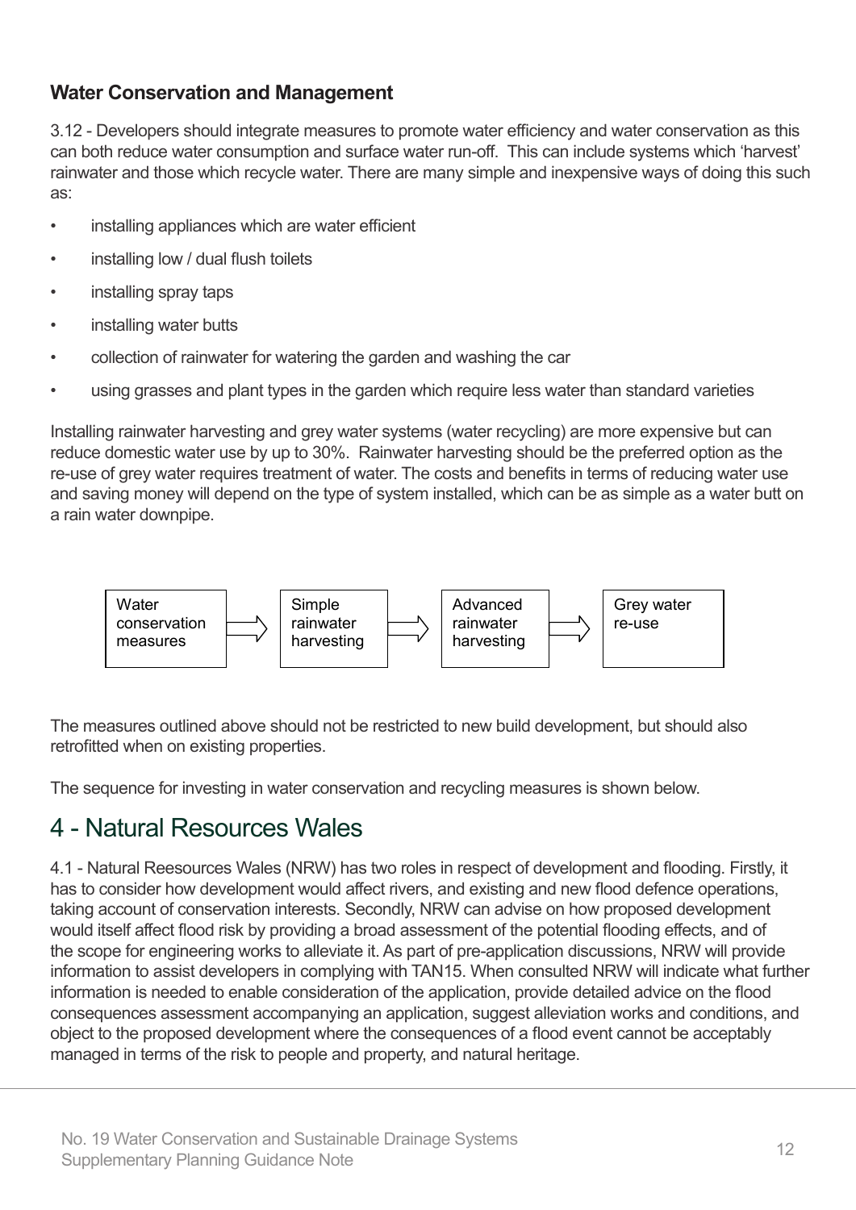### Water Conservation and Management

3.12 - Developers should integrate measures to promote water efficiency and water conservation as this can both reduce water consumption and surface water run-off. This can include systems which 'harvest' rainwater and those which recycle water. There are many simple and inexpensive ways of doing this such as:

- installing appliances which are water efficient
- installing low / dual flush toilets
- installing spray taps
- installing water butts
- collection of rainwater for watering the garden and washing the car
- using grasses and plant types in the garden which require less water than standard varieties

Installing rainwater harvesting and grey water systems (water recycling) are more expensive but can reduce domestic water use by up to 30%. Rainwater harvesting should be the preferred option as the re-use of grey water requires treatment of water. The costs and benefits in terms of reducing water use and saving money will depend on the type of system installed, which can be as simple as a water butt on a rain water downpipe.

Water conservation measures ⇒ Simple rainwater harvesting ⇒ Advanced rainwater harvesting ⇒ Grey water re-use

The measures outlined above should not be restricted to new build development, but should also retrofitted when on existing properties.

The sequence for investing in water conservation and recycling measures is shown below.

## 4 - Natural Resources Wales

4.1 - Natural Reesources Wales (NRW) has two roles in respect of development and flooding. Firstly, it has to consider how development would affect rivers, and existing and new flood defence operations, taking account of conservation interests. Secondly, NRW can advise on how proposed development would itself affect flood risk by providing a broad assessment of the potential flooding effects, and of the scope for engineering works to alleviate it. As part of pre-application discussions, NRW will provide information to assist developers in complying with TAN15. When consulted NRW will indicate what further information is needed to enable consideration of the application, provide detailed advice on the flood consequences assessment accompanying an application, suggest alleviation works and conditions, and object to the proposed development where the consequences of a flood event cannot be acceptably managed in terms of the risk to people and property, and natural heritage.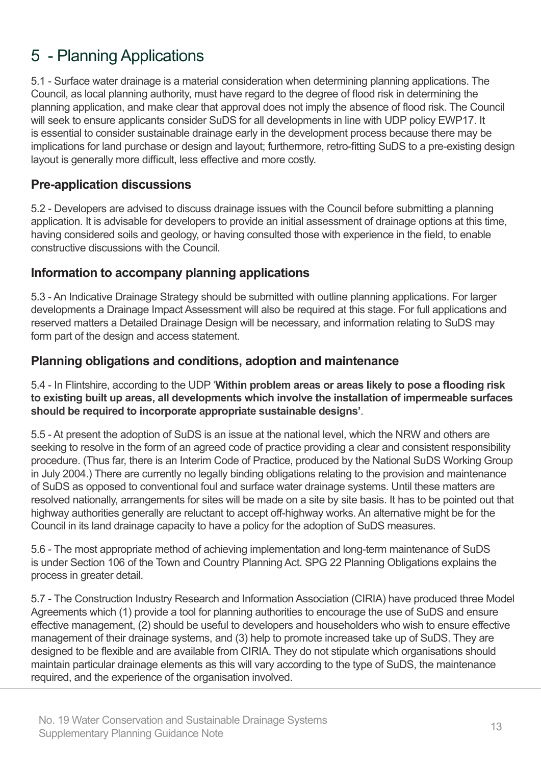# 5 - Planning Applications

5.1 - Surface water drainage is a material consideration when determining planning applications. The Council, as local planning authority, must have regard to the degree of flood risk in determining the planning application, and make clear that approval does not imply the absence of flood risk. The Council will seek to ensure applicants consider SuDS for all developments in line with UDP policy EWP17. It is essential to consider sustainable drainage early in the development process because there may be implications for land purchase or design and layout; furthermore, retro-fitting SuDS to a pre-existing design layout is generally more difficult, less effective and more costly.

## Pre-application discussions

5.2 - Developers are advised to discuss drainage issues with the Council before submitting a planning application. It is advisable for developers to provide an initial assessment of drainage options at this time, having considered soils and geology, or having consulted those with experience in the field, to enable constructive discussions with the Council.

## Information to accompany planning applications

5.3 - An Indicative Drainage Strategy should be submitted with outline planning applications. For larger developments a Drainage Impact Assessment will also be required at this stage. For full applications and reserved matters a Detailed Drainage Design will be necessary, and information relating to SuDS may form part of the design and access statement.

## Planning obligations and conditions, adoption and maintenance

5.4 - In Flintshire, according to the UDP '**Within problem areas or areas likely to pose a flooding risk to existing built up areas, all developments which involve the installation of impermeable surfaces should be required to incorporate appropriate sustainable designs'**.

5.5 - At present the adoption of SuDS is an issue at the national level, which the NRW and others are seeking to resolve in the form of an agreed code of practice providing a clear and consistent responsibility procedure. (Thus far, there is an Interim Code of Practice, produced by the National SuDS Working Group in July 2004.) There are currently no legally binding obligations relating to the provision and maintenance of SuDS as opposed to conventional foul and surface water drainage systems. Until these matters are resolved nationally, arrangements for sites will be made on a site by site basis. It has to be pointed out that highway authorities generally are reluctant to accept off-highway works. An alternative might be for the Council in its land drainage capacity to have a policy for the adoption of SuDS measures.

5.6 - The most appropriate method of achieving implementation and long-term maintenance of SuDS is under Section 106 of the Town and Country Planning Act. SPG 22 Planning Obligations explains the process in greater detail.

5.7 - The Construction Industry Research and Information Association (CIRIA) have produced three Model Agreements which (1) provide a tool for planning authorities to encourage the use of SuDS and ensure effective management, (2) should be useful to developers and householders who wish to ensure effective management of their drainage systems, and (3) help to promote increased take up of SuDS. They are designed to be flexible and are available from CIRIA. They do not stipulate which organisations should maintain particular drainage elements as this will vary according to the type of SuDS, the maintenance required, and the experience of the organisation involved.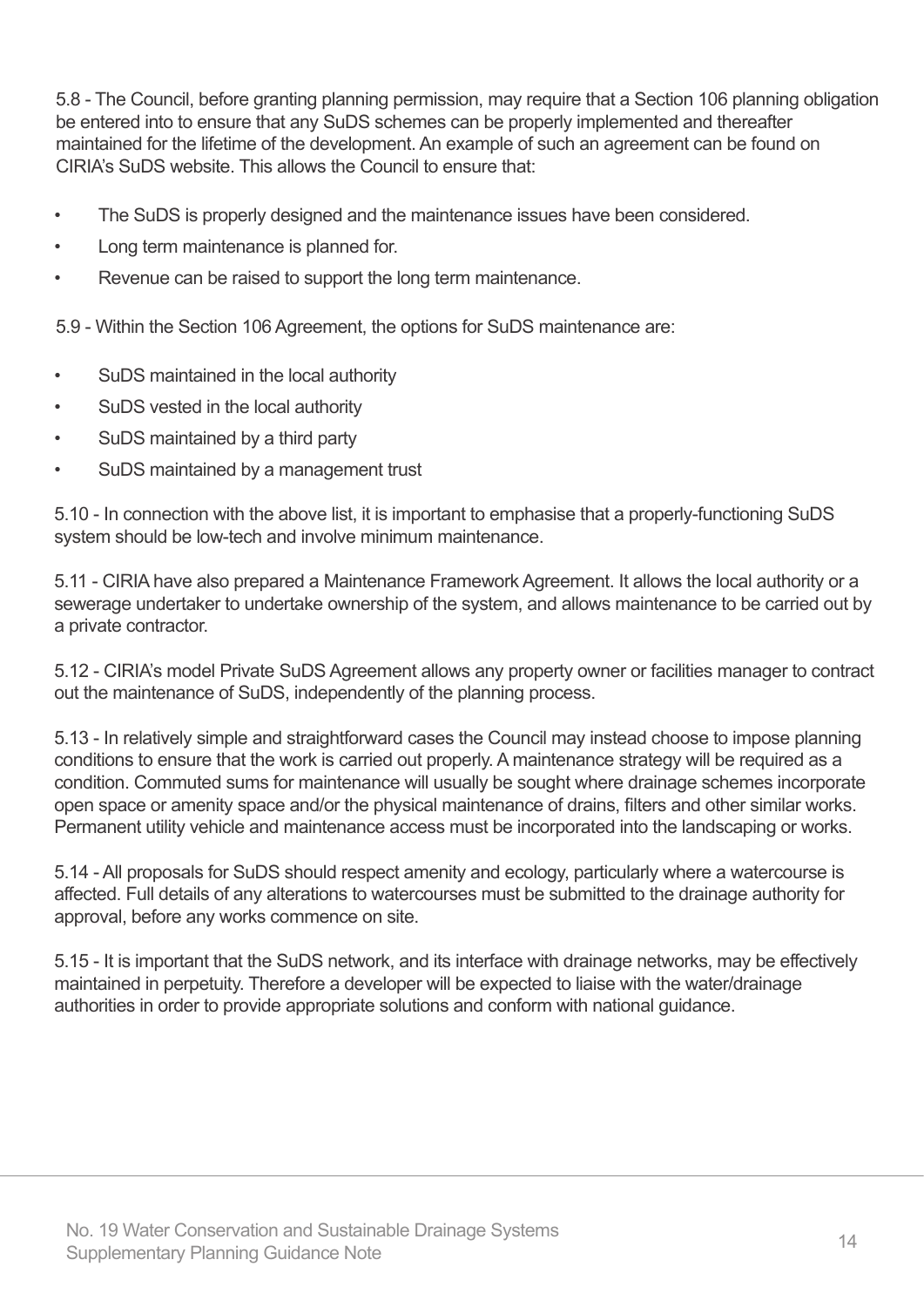5.8 - The Council, before granting planning permission, may require that a Section 106 planning obligation be entered into to ensure that any SuDS schemes can be properly implemented and thereafter maintained for the lifetime of the development. An example of such an agreement can be found on CIRIA's SuDS website. This allows the Council to ensure that:

- The SuDS is properly designed and the maintenance issues have been considered.
- Long term maintenance is planned for.
- Revenue can be raised to support the long term maintenance.

5.9 - Within the Section 106 Agreement, the options for SuDS maintenance are:

- SuDS maintained in the local authority
- SuDS vested in the local authority
- SuDS maintained by a third party
- SuDS maintained by a management trust

5.10 - In connection with the above list, it is important to emphasise that a properly-functioning SuDS system should be low-tech and involve minimum maintenance.

5.11 - CIRIA have also prepared a Maintenance Framework Agreement. It allows the local authority or a sewerage undertaker to undertake ownership of the system, and allows maintenance to be carried out by a private contractor.

5.12 - CIRIA's model Private SuDS Agreement allows any property owner or facilities manager to contract out the maintenance of SuDS, independently of the planning process.

5.13 - In relatively simple and straightforward cases the Council may instead choose to impose planning conditions to ensure that the work is carried out properly. A maintenance strategy will be required as a condition. Commuted sums for maintenance will usually be sought where drainage schemes incorporate open space or amenity space and/or the physical maintenance of drains, filters and other similar works. Permanent utility vehicle and maintenance access must be incorporated into the landscaping or works.

5.14 - All proposals for SuDS should respect amenity and ecology, particularly where a watercourse is affected. Full details of any alterations to watercourses must be submitted to the drainage authority for approval, before any works commence on site.

5.15 - It is important that the SuDS network, and its interface with drainage networks, may be effectively maintained in perpetuity. Therefore a developer will be expected to liaise with the water/drainage authorities in order to provide appropriate solutions and conform with national guidance.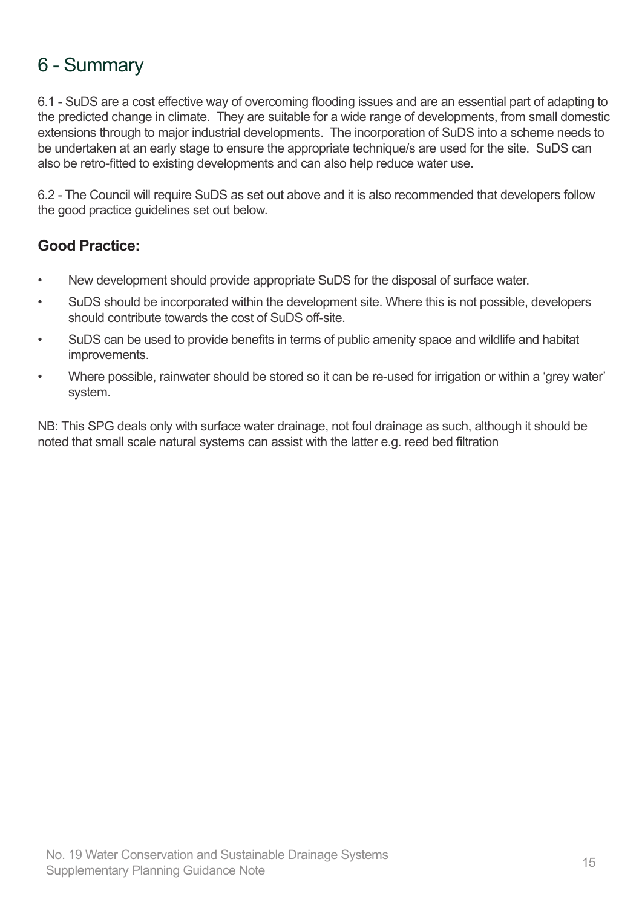# 6 - Summary

6.1 - SuDS are a cost effective way of overcoming flooding issues and are an essential part of adapting to the predicted change in climate. They are suitable for a wide range of developments, from small domestic extensions through to major industrial developments. The incorporation of SuDS into a scheme needs to be undertaken at an early stage to ensure the appropriate technique/s are used for the site. SuDS can also be retro-fitted to existing developments and can also help reduce water use.

6.2 - The Council will require SuDS as set out above and it is also recommended that developers follow the good practice guidelines set out below.

### Good Practice:

- New development should provide appropriate SuDS for the disposal of surface water.
- SuDS should be incorporated within the development site. Where this is not possible, developers should contribute towards the cost of SuDS off-site.
- SuDS can be used to provide benefits in terms of public amenity space and wildlife and habitat improvements.
- Where possible, rainwater should be stored so it can be re-used for irrigation or within a 'grey water' system.

NB: This SPG deals only with surface water drainage, not foul drainage as such, although it should be noted that small scale natural systems can assist with the latter e.g. reed bed filtration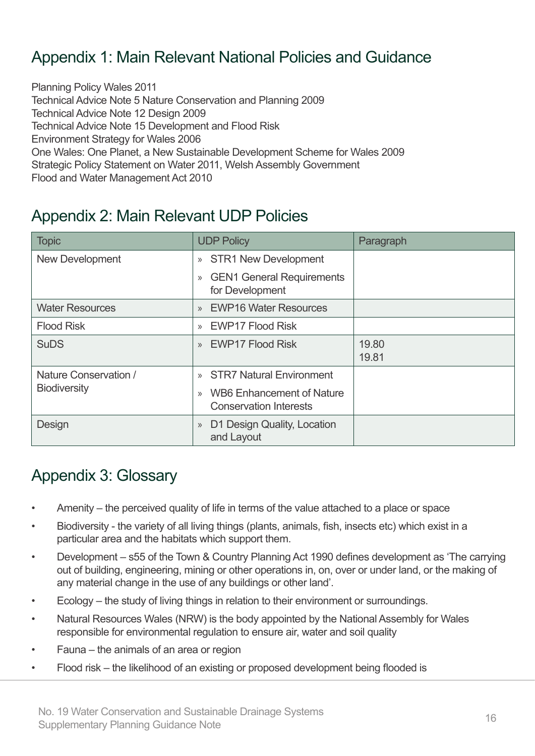## Appendix 1: Main Relevant National Policies and Guidance

Planning Policy Wales 2011
Technical Advice Note 5 Nature Conservation and Planning 2009
Technical Advice Note 12 Design 2009
Technical Advice Note 15 Development and Flood Risk
Environment Strategy for Wales 2006
One Wales: One Planet, a New Sustainable Development Scheme for Wales 2009
Strategic Policy Statement on Water 2011, Welsh Assembly Government
Flood and Water Management Act 2010

## Appendix 2: Main Relevant UDP Policies

| Topic | UDP Policy | Paragraph |
|---|---|---|
| New Development | » STR1 New Development<br>» GEN1 General Requirements for Development | |
| Water Resources | » EWP16 Water Resources | |
| Flood Risk | » EWP17 Flood Risk | |
| SuDS | » EWP17 Flood Risk | 19.80<br>19.81 |
| Nature Conservation / Biodiversity | » STR7 Natural Environment<br>» WB6 Enhancement of Nature Conservation Interests | |
| Design | » D1 Design Quality, Location and Layout | |

## Appendix 3: Glossary

- Amenity – the perceived quality of life in terms of the value attached to a place or space
- Biodiversity - the variety of all living things (plants, animals, fish, insects etc) which exist in a particular area and the habitats which support them.
- Development – s55 of the Town & Country Planning Act 1990 defines development as 'The carrying out of building, engineering, mining or other operations in, on, over or under land, or the making of any material change in the use of any buildings or other land'.
- Ecology – the study of living things in relation to their environment or surroundings.
- Natural Resources Wales (NRW) is the body appointed by the National Assembly for Wales responsible for environmental regulation to ensure air, water and soil quality
- Fauna – the animals of an area or region
- Flood risk – the likelihood of an existing or proposed development being flooded is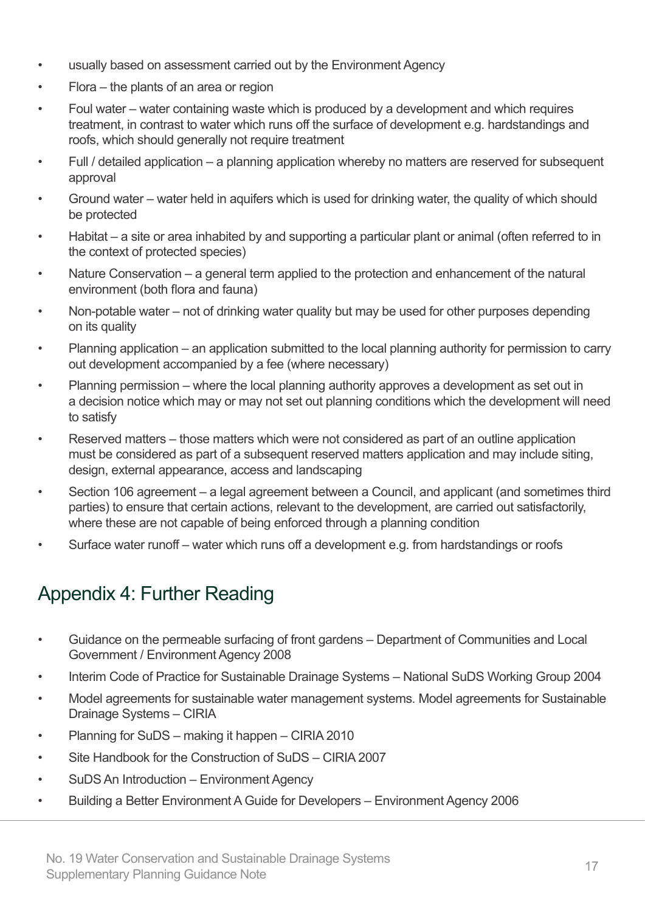- usually based on assessment carried out by the Environment Agency
- Flora – the plants of an area or region
- Foul water – water containing waste which is produced by a development and which requires treatment, in contrast to water which runs off the surface of development e.g. hardstandings and roofs, which should generally not require treatment
- Full / detailed application – a planning application whereby no matters are reserved for subsequent approval
- Ground water – water held in aquifers which is used for drinking water, the quality of which should be protected
- Habitat – a site or area inhabited by and supporting a particular plant or animal (often referred to in the context of protected species)
- Nature Conservation – a general term applied to the protection and enhancement of the natural environment (both flora and fauna)
- Non-potable water – not of drinking water quality but may be used for other purposes depending on its quality
- Planning application – an application submitted to the local planning authority for permission to carry out development accompanied by a fee (where necessary)
- Planning permission – where the local planning authority approves a development as set out in a decision notice which may or may not set out planning conditions which the development will need to satisfy
- Reserved matters – those matters which were not considered as part of an outline application must be considered as part of a subsequent reserved matters application and may include siting, design, external appearance, access and landscaping
- Section 106 agreement – a legal agreement between a Council, and applicant (and sometimes third parties) to ensure that certain actions, relevant to the development, are carried out satisfactorily, where these are not capable of being enforced through a planning condition
- Surface water runoff – water which runs off a development e.g. from hardstandings or roofs

## Appendix 4: Further Reading

- Guidance on the permeable surfacing of front gardens – Department of Communities and Local Government / Environment Agency 2008
- Interim Code of Practice for Sustainable Drainage Systems – National SuDS Working Group 2004
- Model agreements for sustainable water management systems. Model agreements for Sustainable Drainage Systems – CIRIA
- Planning for SuDS – making it happen – CIRIA 2010
- Site Handbook for the Construction of SuDS – CIRIA 2007
- SuDS An Introduction – Environment Agency
- Building a Better Environment A Guide for Developers – Environment Agency 2006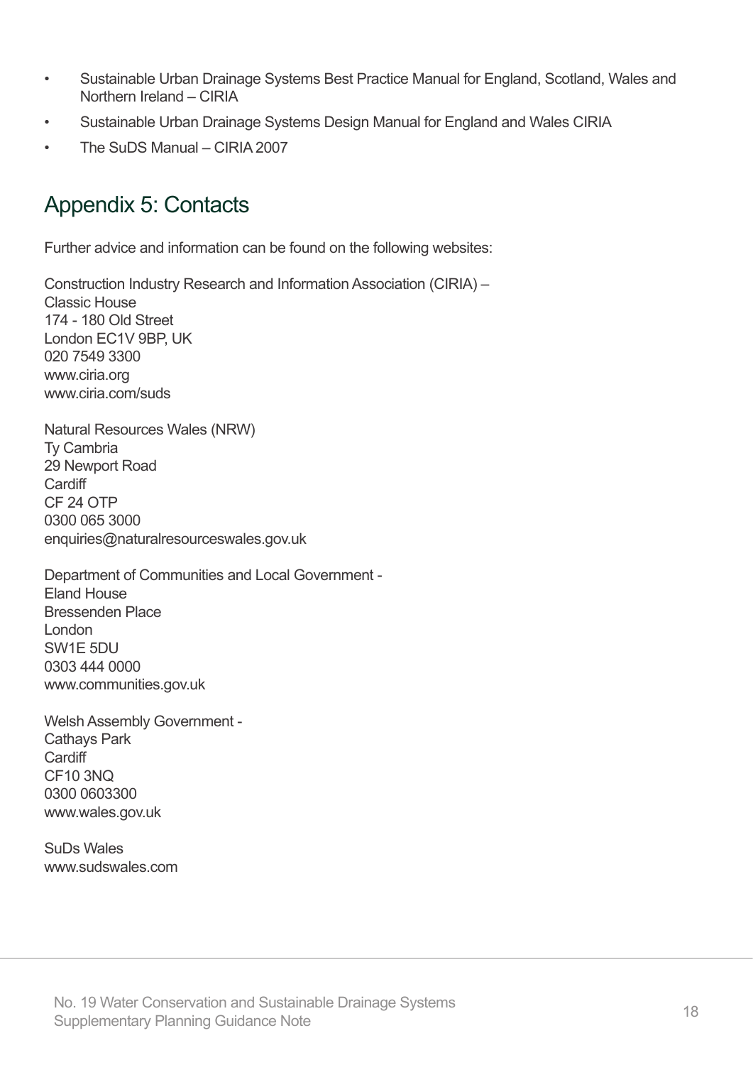- Sustainable Urban Drainage Systems Best Practice Manual for England, Scotland, Wales and Northern Ireland – CIRIA
- Sustainable Urban Drainage Systems Design Manual for England and Wales CIRIA
- The SuDS Manual – CIRIA 2007

## Appendix 5: Contacts

Further advice and information can be found on the following websites:

Construction Industry Research and Information Association (CIRIA) –
Classic House
174 - 180 Old Street
London EC1V 9BP, UK
020 7549 3300
www.ciria.org
www.ciria.com/suds

Natural Resources Wales (NRW)
Ty Cambria
29 Newport Road
Cardiff
CF 24 OTP
0300 065 3000
enquiries@naturalresourceswales.gov.uk

Department of Communities and Local Government -
Eland House
Bressenden Place
London
SW1E 5DU
0303 444 0000
www.communities.gov.uk

Welsh Assembly Government -
Cathays Park
Cardiff
CF10 3NQ
0300 0603300
www.wales.gov.uk

SuDs Wales
www.sudswales.com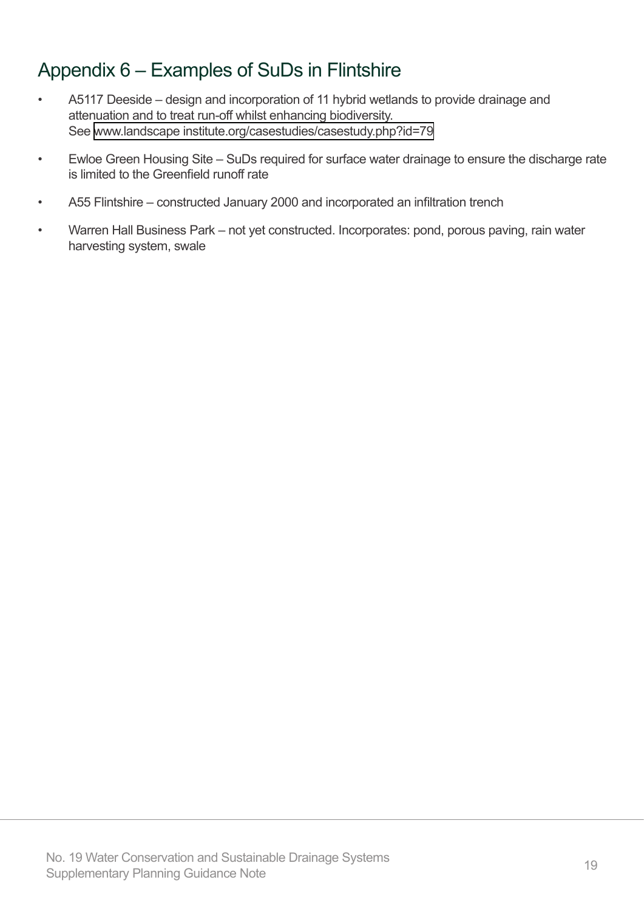# Appendix 6 – Examples of SuDs in Flintshire

- A5117 Deeside – design and incorporation of 11 hybrid wetlands to provide drainage and attenuation and to treat run-off whilst enhancing biodiversity.
  See www.landscape institute.org/casestudies/casestudy.php?id=79
- Ewloe Green Housing Site – SuDs required for surface water drainage to ensure the discharge rate is limited to the Greenfield runoff rate
- A55 Flintshire – constructed January 2000 and incorporated an infiltration trench
- Warren Hall Business Park – not yet constructed. Incorporates: pond, porous paving, rain water harvesting system, swale